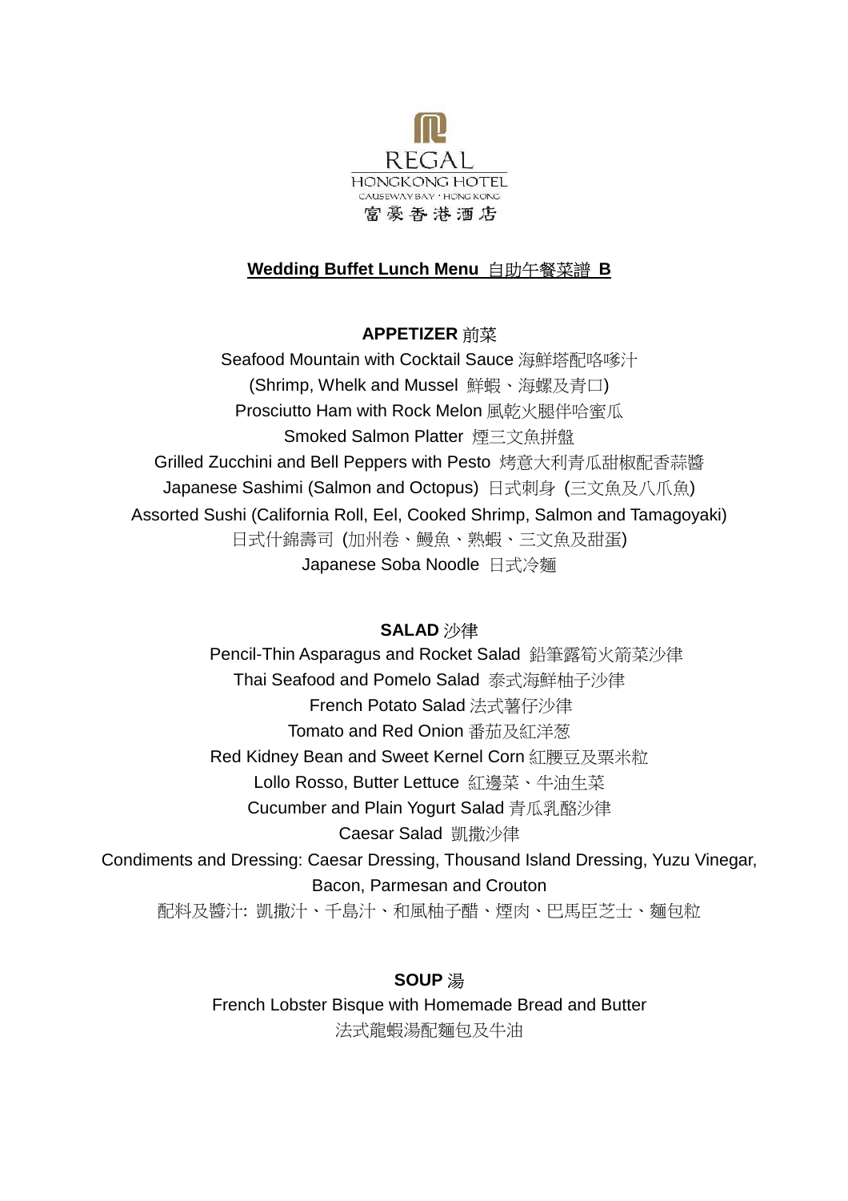REGAL
HONGKONG HOTEL
CAUSEWAY BAY · HONG KONG
富豪香港酒店

## Wedding Buffet Lunch Menu 自助午餐菜譜 B

### APPETIZER 前菜

Seafood Mountain with Cocktail Sauce 海鮮塔配咯嗲汁
(Shrimp, Whelk and Mussel 鮮蝦、海螺及青口)
Prosciutto Ham with Rock Melon 風乾火腿伴哈蜜瓜
Smoked Salmon Platter 煙三文魚拼盤
Grilled Zucchini and Bell Peppers with Pesto 烤意大利青瓜甜椒配香蒜醬
Japanese Sashimi (Salmon and Octopus) 日式刺身 (三文魚及八爪魚)
Assorted Sushi (California Roll, Eel, Cooked Shrimp, Salmon and Tamagoyaki)
日式什錦壽司 (加州卷、鰻魚、熟蝦、三文魚及甜蛋)
Japanese Soba Noodle 日式冷麵

### SALAD 沙律

Pencil-Thin Asparagus and Rocket Salad 鉛筆露筍火箭菜沙律
Thai Seafood and Pomelo Salad 泰式海鮮柚子沙律
French Potato Salad 法式薯仔沙律
Tomato and Red Onion 番茄及紅洋葱
Red Kidney Bean and Sweet Kernel Corn 紅腰豆及粟米粒
Lollo Rosso, Butter Lettuce 紅邊菜、牛油生菜
Cucumber and Plain Yogurt Salad 青瓜乳酪沙律
Caesar Salad 凱撒沙律
Condiments and Dressing: Caesar Dressing, Thousand Island Dressing, Yuzu Vinegar, Bacon, Parmesan and Crouton
配料及醬汁: 凱撒汁、千島汁、和風柚子醋、煙肉、巴馬臣芝士、麵包粒

### SOUP 湯

French Lobster Bisque with Homemade Bread and Butter
法式龍蝦湯配麵包及牛油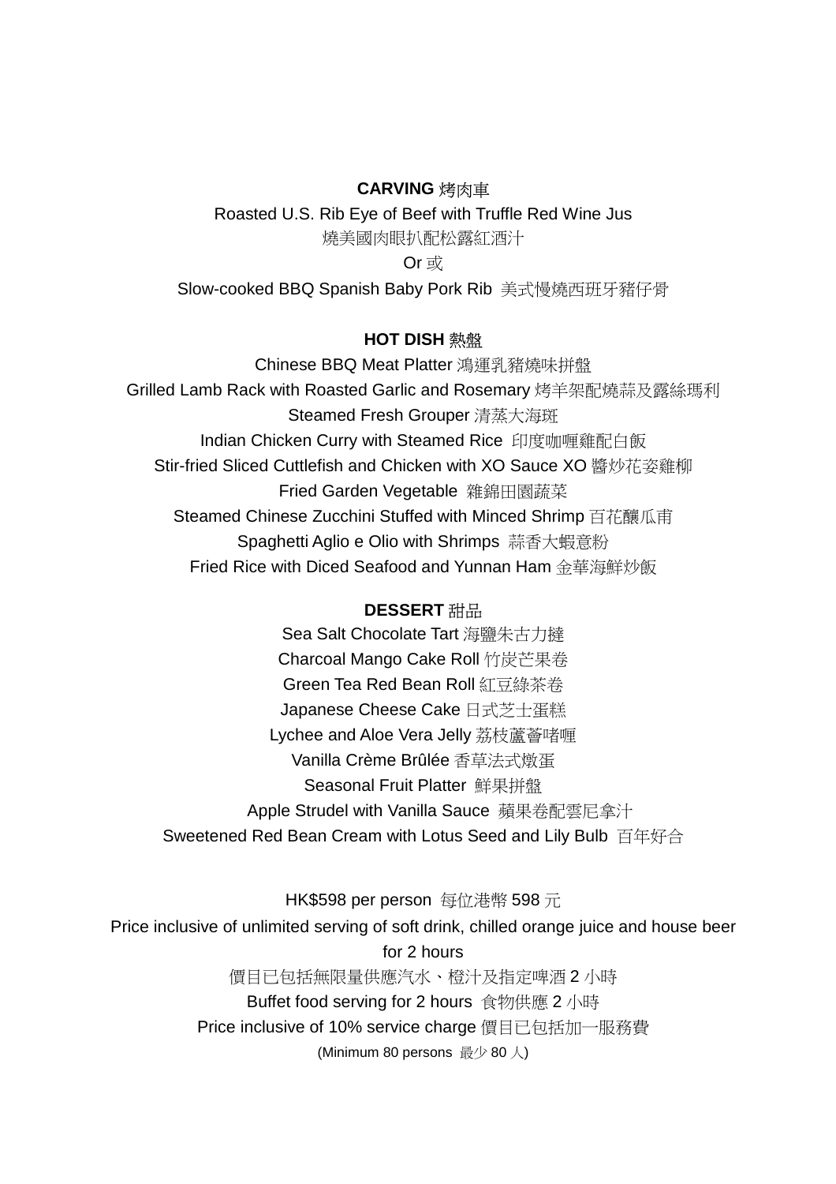**CARVING 烤肉車**

Roasted U.S. Rib Eye of Beef with Truffle Red Wine Jus
燒美國肉眼扒配松露紅酒汁
Or 或
Slow-cooked BBQ Spanish Baby Pork Rib 美式慢燒西班牙豬仔骨

**HOT DISH 熱盤**

Chinese BBQ Meat Platter 鴻運乳豬燒味拼盤
Grilled Lamb Rack with Roasted Garlic and Rosemary 烤羊架配燒蒜及露絲瑪利
Steamed Fresh Grouper 清蒸大海斑
Indian Chicken Curry with Steamed Rice 印度咖喱雞配白飯
Stir-fried Sliced Cuttlefish and Chicken with XO Sauce XO 醬炒花姿雞柳
Fried Garden Vegetable 雜錦田園蔬菜
Steamed Chinese Zucchini Stuffed with Minced Shrimp 百花釀瓜甫
Spaghetti Aglio e Olio with Shrimps 蒜香大蝦意粉
Fried Rice with Diced Seafood and Yunnan Ham 金華海鮮炒飯

**DESSERT 甜品**

Sea Salt Chocolate Tart 海鹽朱古力撻
Charcoal Mango Cake Roll 竹炭芒果卷
Green Tea Red Bean Roll 紅豆綠茶卷
Japanese Cheese Cake 日式芝士蛋糕
Lychee and Aloe Vera Jelly 荔枝蘆薈啫喱
Vanilla Crème Brûlée 香草法式燉蛋
Seasonal Fruit Platter 鮮果拼盤
Apple Strudel with Vanilla Sauce 蘋果卷配雲尼拿汁
Sweetened Red Bean Cream with Lotus Seed and Lily Bulb 百年好合

HK$598 per person 每位港幣 598 元
Price inclusive of unlimited serving of soft drink, chilled orange juice and house beer for 2 hours
價目已包括無限量供應汽水、橙汁及指定啤酒 2 小時
Buffet food serving for 2 hours 食物供應 2 小時
Price inclusive of 10% service charge 價目已包括加一服務費
(Minimum 80 persons 最少 80 人)